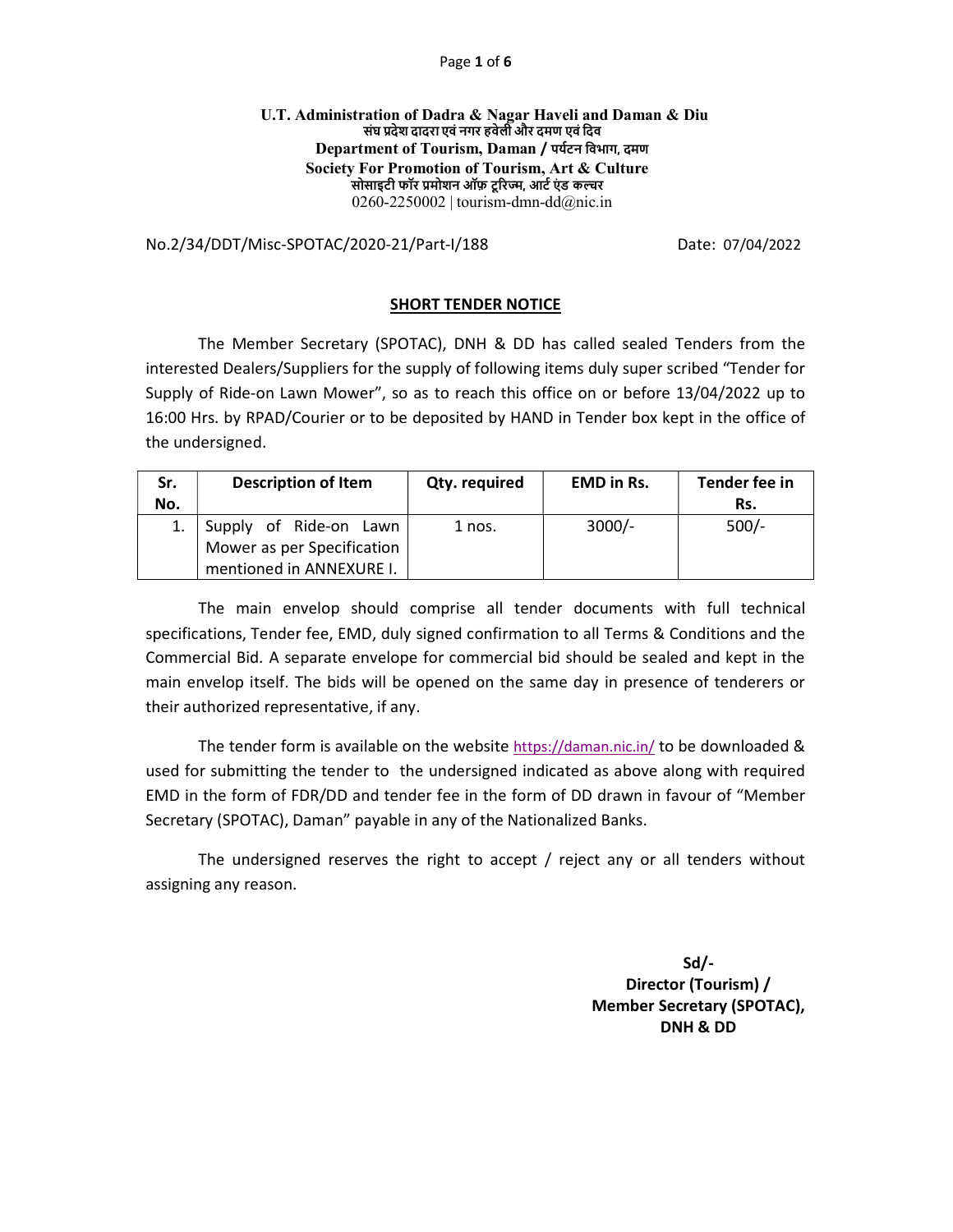**U.T. Administration of Dadra & Nagar Haveli and Daman & Diu**
**संघ प्रदेश दादरा एवं नगर हवेली और दमण एवं दिव**
**Department of Tourism, Daman / पर्यटन विभाग, दमण**
**Society For Promotion of Tourism, Art & Culture**
**सोसाइटी फॉर प्रमोशन ऑफ़ टूरिज्म, आर्ट एंड कल्चर**
0260-2250002 | tourism-dmn-dd@nic.in

No.2/34/DDT/Misc-SPOTAC/2020-21/Part-I/188 Date: 07/04/2022

## SHORT TENDER NOTICE

The Member Secretary (SPOTAC), DNH & DD has called sealed Tenders from the interested Dealers/Suppliers for the supply of following items duly super scribed "Tender for Supply of Ride-on Lawn Mower", so as to reach this office on or before 13/04/2022 up to 16:00 Hrs. by RPAD/Courier or to be deposited by HAND in Tender box kept in the office of the undersigned.

| Sr. No. | Description of Item | Qty. required | EMD in Rs. | Tender fee in Rs. |
|---|---|---|---|---|
| 1. | Supply of Ride-on Lawn Mower as per Specification mentioned in ANNEXURE I. | 1 nos. | 3000/- | 500/- |

The main envelop should comprise all tender documents with full technical specifications, Tender fee, EMD, duly signed confirmation to all Terms & Conditions and the Commercial Bid. A separate envelope for commercial bid should be sealed and kept in the main envelop itself. The bids will be opened on the same day in presence of tenderers or their authorized representative, if any.

The tender form is available on the website https://daman.nic.in/ to be downloaded & used for submitting the tender to the undersigned indicated as above along with required EMD in the form of FDR/DD and tender fee in the form of DD drawn in favour of "Member Secretary (SPOTAC), Daman" payable in any of the Nationalized Banks.

The undersigned reserves the right to accept / reject any or all tenders without assigning any reason.

**Sd/-**
**Director (Tourism) /**
**Member Secretary (SPOTAC),**
**DNH & DD**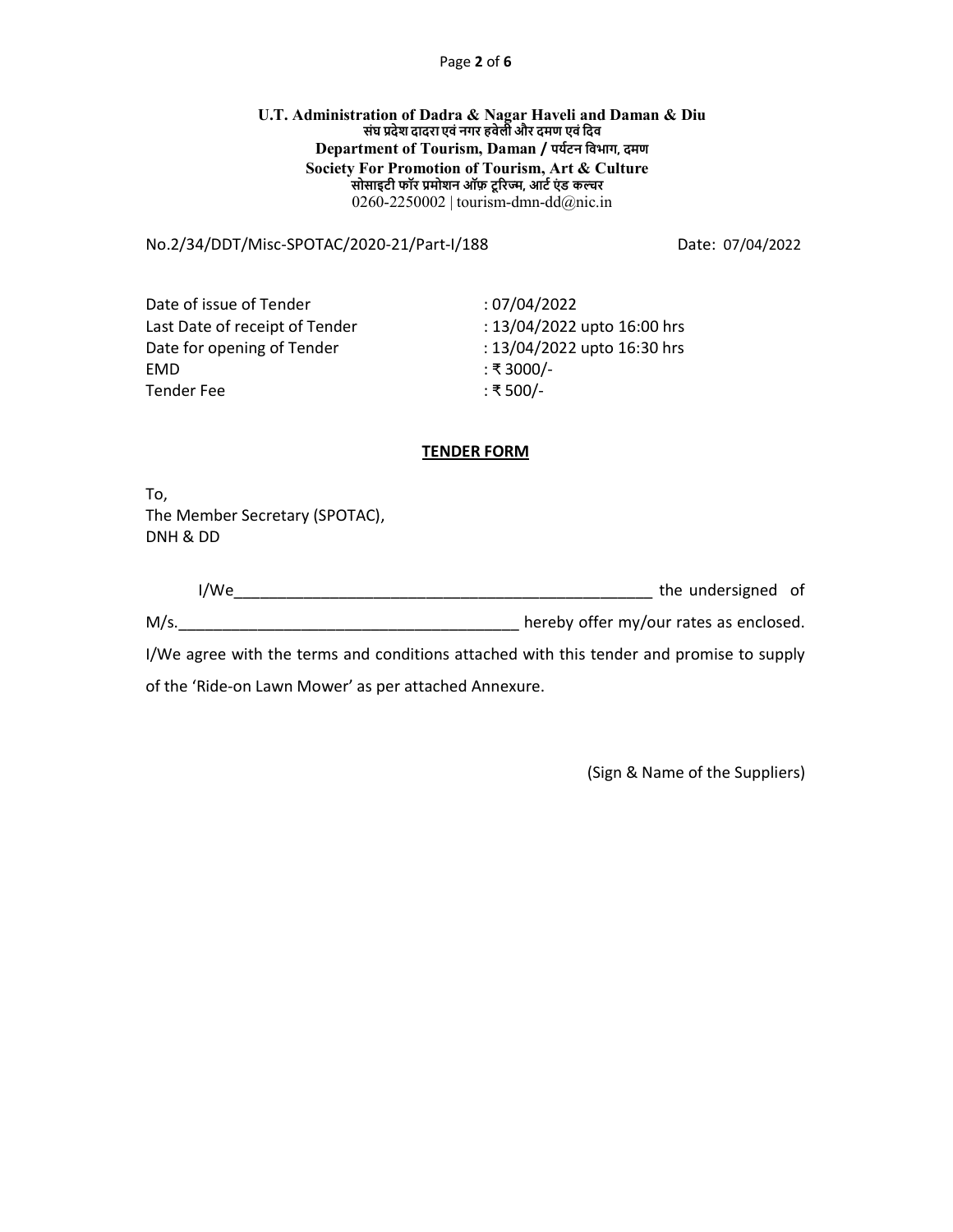**U.T. Administration of Dadra & Nagar Haveli and Daman & Diu**
**संघ प्रदेश दादरा एवं नगर हवेली और दमण एवं दिव**
**Department of Tourism, Daman / पर्यटन विभाग, दमण**
**Society For Promotion of Tourism, Art & Culture**
**सोसाइटी फॉर प्रमोशन ऑफ़ टूरिज्म, आर्ट एंड कल्चर**
0260-2250002 | tourism-dmn-dd@nic.in

No.2/34/DDT/Misc-SPOTAC/2020-21/Part-I/188 Date: 07/04/2022

| | |
|---|---|
| Date of issue of Tender | : 07/04/2022 |
| Last Date of receipt of Tender | : 13/04/2022 upto 16:00 hrs |
| Date for opening of Tender | : 13/04/2022 upto 16:30 hrs |
| EMD | : ₹ 3000/- |
| Tender Fee | : ₹ 500/- |

## TENDER FORM

To,
The Member Secretary (SPOTAC),
DNH & DD

I/We__________________________________________________ the undersigned of M/s.______________________________________ hereby offer my/our rates as enclosed. I/We agree with the terms and conditions attached with this tender and promise to supply of the 'Ride-on Lawn Mower' as per attached Annexure.

(Sign & Name of the Suppliers)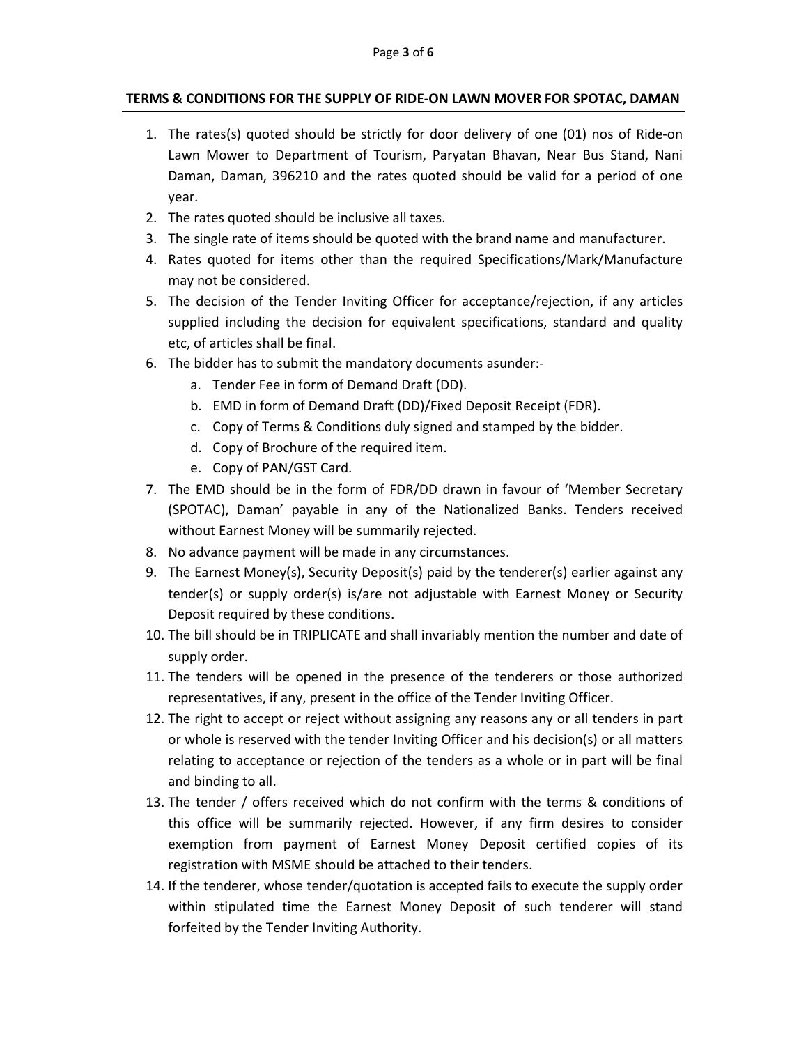**TERMS & CONDITIONS FOR THE SUPPLY OF RIDE-ON LAWN MOVER FOR SPOTAC, DAMAN**

1. The rates(s) quoted should be strictly for door delivery of one (01) nos of Ride-on Lawn Mower to Department of Tourism, Paryatan Bhavan, Near Bus Stand, Nani Daman, Daman, 396210 and the rates quoted should be valid for a period of one year.
2. The rates quoted should be inclusive all taxes.
3. The single rate of items should be quoted with the brand name and manufacturer.
4. Rates quoted for items other than the required Specifications/Mark/Manufacture may not be considered.
5. The decision of the Tender Inviting Officer for acceptance/rejection, if any articles supplied including the decision for equivalent specifications, standard and quality etc, of articles shall be final.
6. The bidder has to submit the mandatory documents asunder:-
   a. Tender Fee in form of Demand Draft (DD).
   b. EMD in form of Demand Draft (DD)/Fixed Deposit Receipt (FDR).
   c. Copy of Terms & Conditions duly signed and stamped by the bidder.
   d. Copy of Brochure of the required item.
   e. Copy of PAN/GST Card.
7. The EMD should be in the form of FDR/DD drawn in favour of 'Member Secretary (SPOTAC), Daman' payable in any of the Nationalized Banks. Tenders received without Earnest Money will be summarily rejected.
8. No advance payment will be made in any circumstances.
9. The Earnest Money(s), Security Deposit(s) paid by the tenderer(s) earlier against any tender(s) or supply order(s) is/are not adjustable with Earnest Money or Security Deposit required by these conditions.
10. The bill should be in TRIPLICATE and shall invariably mention the number and date of supply order.
11. The tenders will be opened in the presence of the tenderers or those authorized representatives, if any, present in the office of the Tender Inviting Officer.
12. The right to accept or reject without assigning any reasons any or all tenders in part or whole is reserved with the tender Inviting Officer and his decision(s) or all matters relating to acceptance or rejection of the tenders as a whole or in part will be final and binding to all.
13. The tender / offers received which do not confirm with the terms & conditions of this office will be summarily rejected. However, if any firm desires to consider exemption from payment of Earnest Money Deposit certified copies of its registration with MSME should be attached to their tenders.
14. If the tenderer, whose tender/quotation is accepted fails to execute the supply order within stipulated time the Earnest Money Deposit of such tenderer will stand forfeited by the Tender Inviting Authority.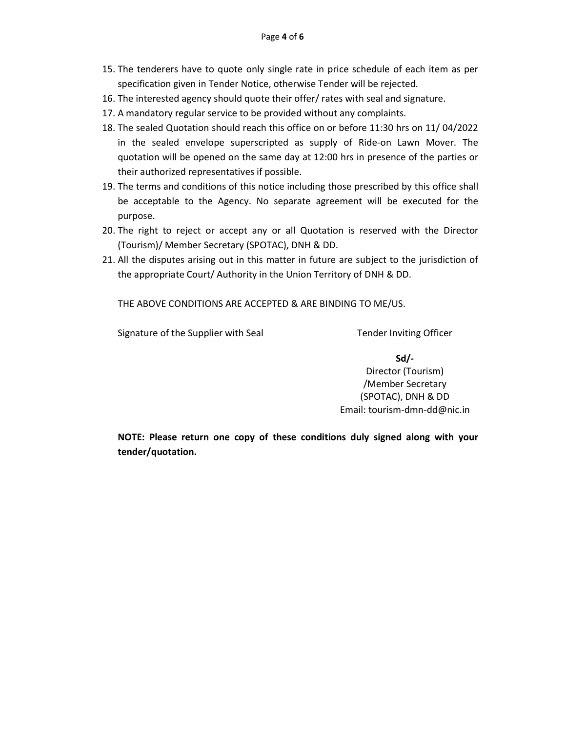15. The tenderers have to quote only single rate in price schedule of each item as per specification given in Tender Notice, otherwise Tender will be rejected.
16. The interested agency should quote their offer/ rates with seal and signature.
17. A mandatory regular service to be provided without any complaints.
18. The sealed Quotation should reach this office on or before 11:30 hrs on 11/ 04/2022 in the sealed envelope superscripted as supply of Ride-on Lawn Mover. The quotation will be opened on the same day at 12:00 hrs in presence of the parties or their authorized representatives if possible.
19. The terms and conditions of this notice including those prescribed by this office shall be acceptable to the Agency. No separate agreement will be executed for the purpose.
20. The right to reject or accept any or all Quotation is reserved with the Director (Tourism)/ Member Secretary (SPOTAC), DNH & DD.
21. All the disputes arising out in this matter in future are subject to the jurisdiction of the appropriate Court/ Authority in the Union Territory of DNH & DD.

THE ABOVE CONDITIONS ARE ACCEPTED & ARE BINDING TO ME/US.

Signature of the Supplier with Seal

Tender Inviting Officer

**Sd/-**
Director (Tourism)
/Member Secretary
(SPOTAC), DNH & DD
Email: tourism-dmn-dd@nic.in

**NOTE: Please return one copy of these conditions duly signed along with your tender/quotation.**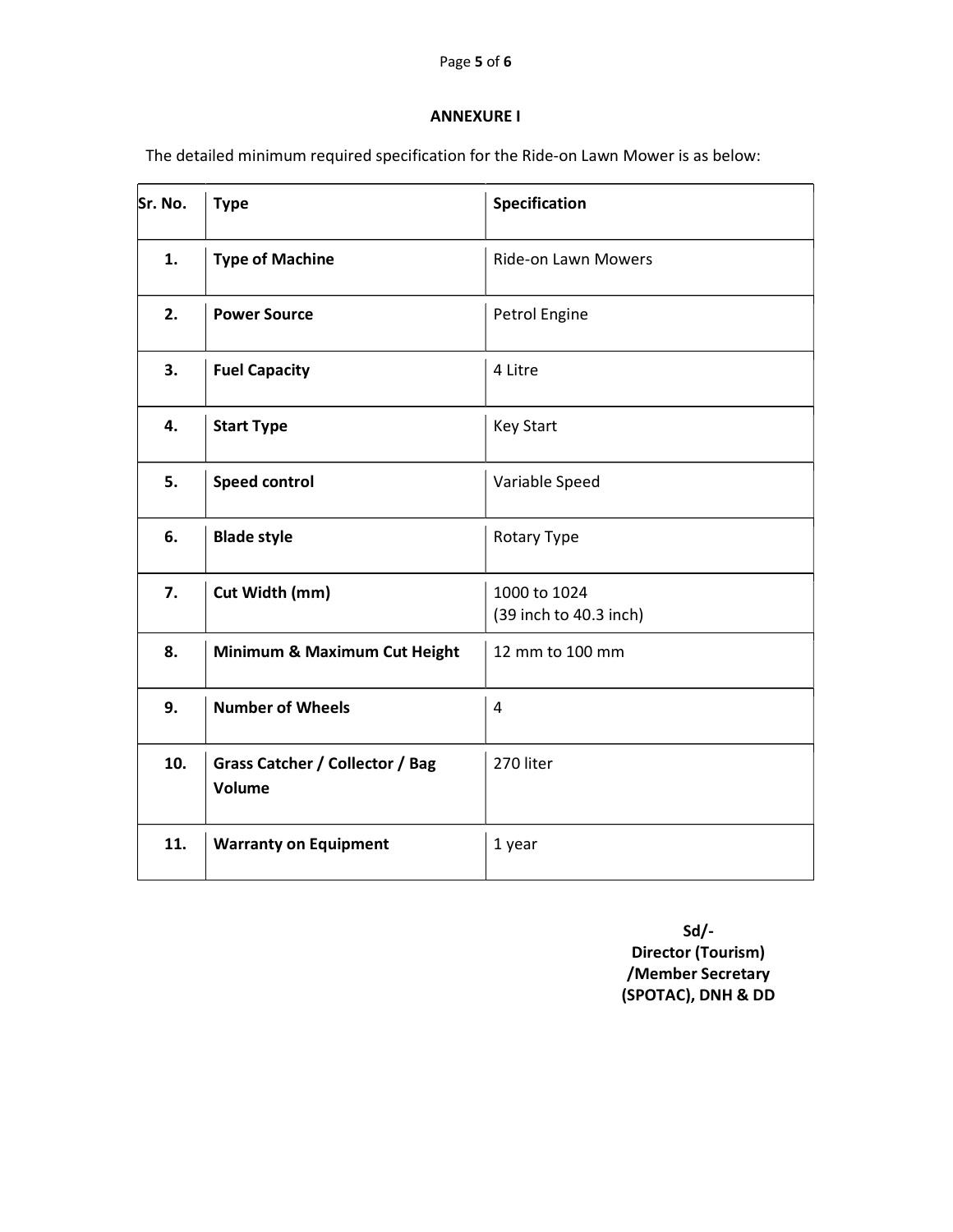## ANNEXURE I

The detailed minimum required specification for the Ride-on Lawn Mower is as below:

| Sr. No. | Type | Specification |
|---|---|---|
| 1. | **Type of Machine** | Ride-on Lawn Mowers |
| 2. | **Power Source** | Petrol Engine |
| 3. | **Fuel Capacity** | 4 Litre |
| 4. | **Start Type** | Key Start |
| 5. | **Speed control** | Variable Speed |
| 6. | **Blade style** | Rotary Type |
| 7. | **Cut Width (mm)** | 1000 to 1024 (39 inch to 40.3 inch) |
| 8. | **Minimum & Maximum Cut Height** | 12 mm to 100 mm |
| 9. | **Number of Wheels** | 4 |
| 10. | **Grass Catcher / Collector / Bag Volume** | 270 liter |
| 11. | **Warranty on Equipment** | 1 year |

**Sd/-**
**Director (Tourism)**
**/Member Secretary**
**(SPOTAC), DNH & DD**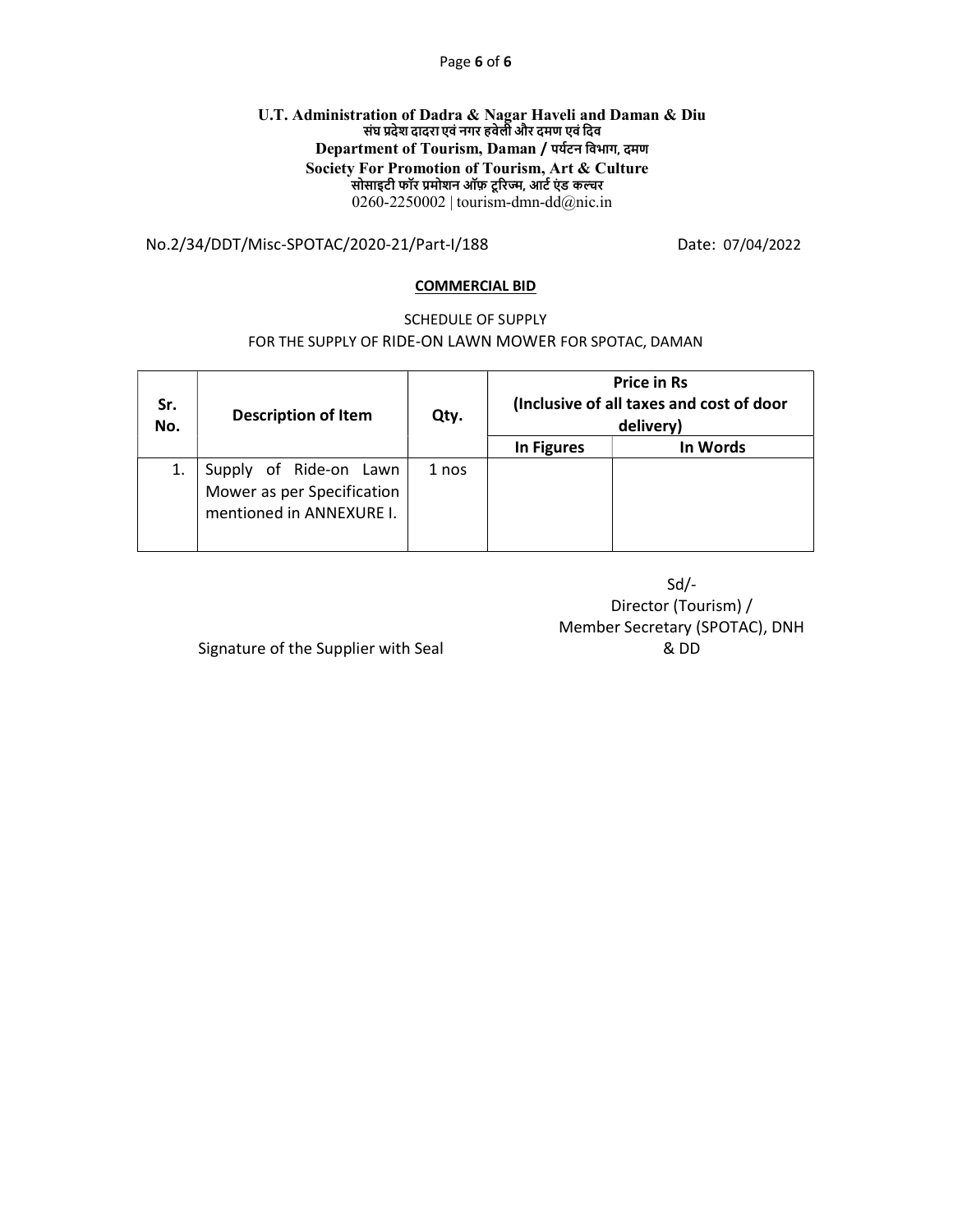**U.T. Administration of Dadra & Nagar Haveli and Daman & Diu**
**संघ प्रदेश दादरा एवं नगर हवेली और दमण एवं दिव**
**Department of Tourism, Daman / पर्यटन विभाग, दमण**
**Society For Promotion of Tourism, Art & Culture**
**सोसाइटी फॉर प्रमोशन ऑफ़ टूरिज्म, आर्ट एंड कल्चर**
0260-2250002 | tourism-dmn-dd@nic.in

No.2/34/DDT/Misc-SPOTAC/2020-21/Part-I/188 Date: 07/04/2022

**COMMERCIAL BID**

SCHEDULE OF SUPPLY
FOR THE SUPPLY OF RIDE-ON LAWN MOWER FOR SPOTAC, DAMAN

| Sr. No. | Description of Item | Qty. | Price in Rs (Inclusive of all taxes and cost of door delivery) | |
|---|---|---|---|---|
| | | | In Figures | In Words |
| 1. | Supply of Ride-on Lawn Mower as per Specification mentioned in ANNEXURE I. | 1 nos | | |

Sd/-
Director (Tourism) /
Member Secretary (SPOTAC), DNH & DD

Signature of the Supplier with Seal